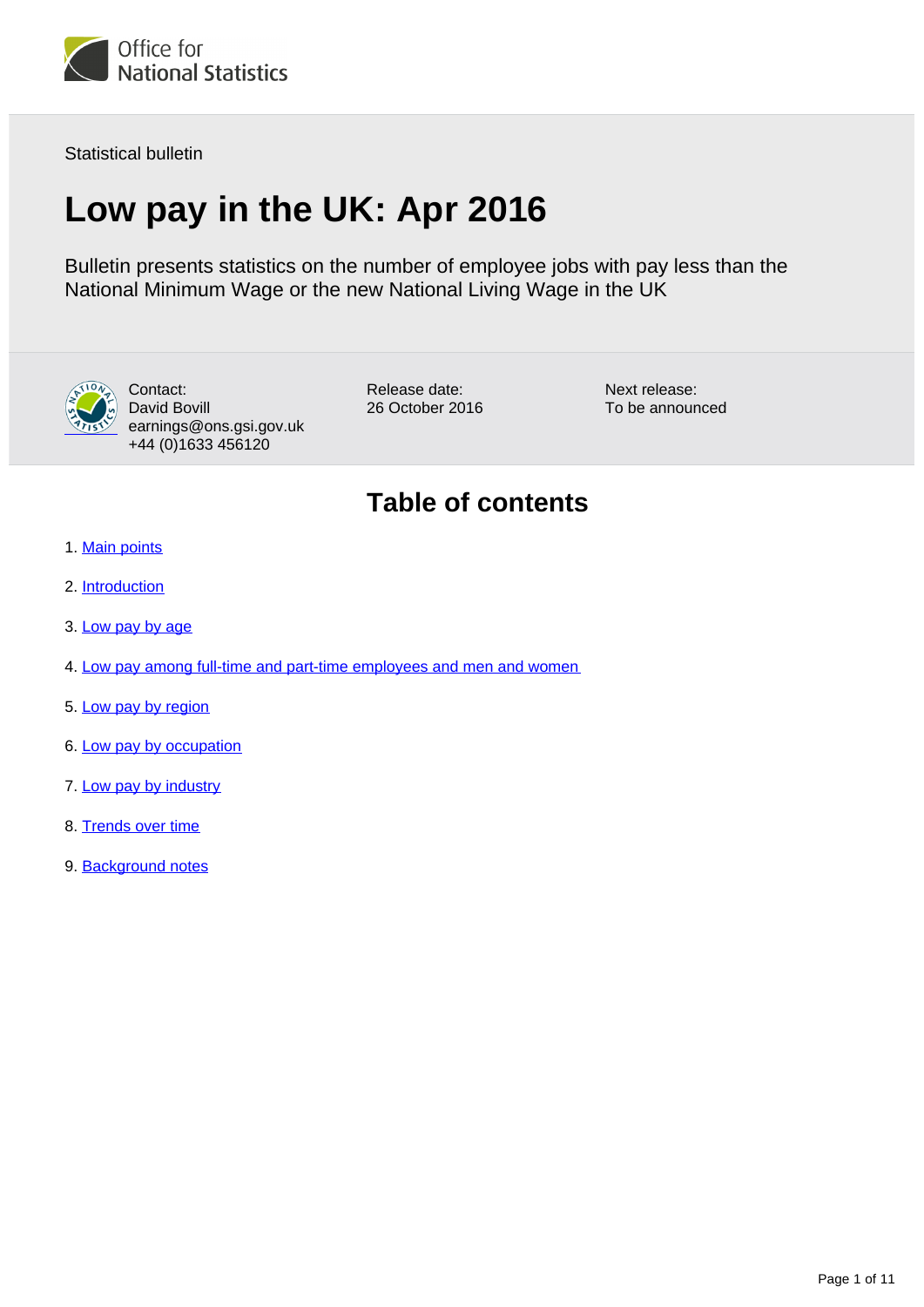Office for National Statistics

Statistical bulletin

# Low pay in the UK: Apr 2016

Bulletin presents statistics on the number of employee jobs with pay less than the National Minimum Wage or the new National Living Wage in the UK

Contact:
David Bovill
earnings@ons.gsi.gov.uk
+44 (0)1633 456120

Release date:
26 October 2016

Next release:
To be announced

## Table of contents

1. Main points
2. Introduction
3. Low pay by age
4. Low pay among full-time and part-time employees and men and women
5. Low pay by region
6. Low pay by occupation
7. Low pay by industry
8. Trends over time
9. Background notes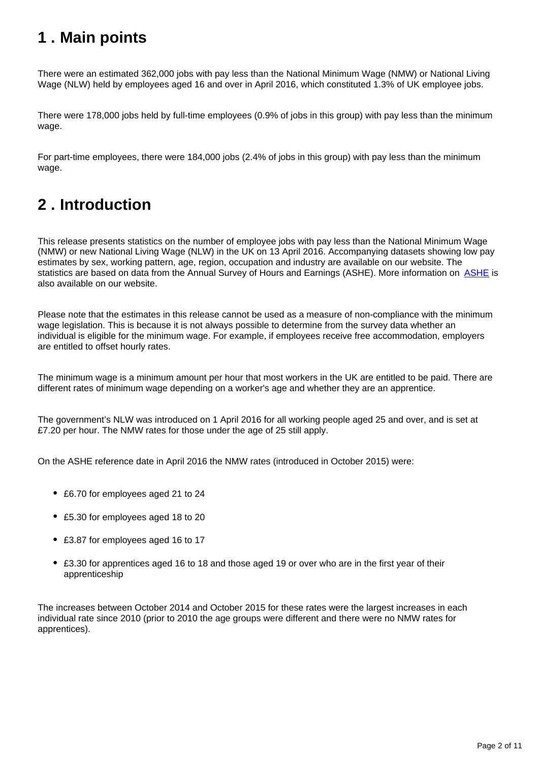## 1 . Main points

There were an estimated 362,000 jobs with pay less than the National Minimum Wage (NMW) or National Living Wage (NLW) held by employees aged 16 and over in April 2016, which constituted 1.3% of UK employee jobs.

There were 178,000 jobs held by full-time employees (0.9% of jobs in this group) with pay less than the minimum wage.

For part-time employees, there were 184,000 jobs (2.4% of jobs in this group) with pay less than the minimum wage.

## 2 . Introduction

This release presents statistics on the number of employee jobs with pay less than the National Minimum Wage (NMW) or new National Living Wage (NLW) in the UK on 13 April 2016. Accompanying datasets showing low pay estimates by sex, working pattern, age, region, occupation and industry are available on our website. The statistics are based on data from the Annual Survey of Hours and Earnings (ASHE). More information on ASHE is also available on our website.

Please note that the estimates in this release cannot be used as a measure of non-compliance with the minimum wage legislation. This is because it is not always possible to determine from the survey data whether an individual is eligible for the minimum wage. For example, if employees receive free accommodation, employers are entitled to offset hourly rates.

The minimum wage is a minimum amount per hour that most workers in the UK are entitled to be paid. There are different rates of minimum wage depending on a worker's age and whether they are an apprentice.

The government's NLW was introduced on 1 April 2016 for all working people aged 25 and over, and is set at £7.20 per hour. The NMW rates for those under the age of 25 still apply.

On the ASHE reference date in April 2016 the NMW rates (introduced in October 2015) were:

- £6.70 for employees aged 21 to 24
- £5.30 for employees aged 18 to 20
- £3.87 for employees aged 16 to 17
- £3.30 for apprentices aged 16 to 18 and those aged 19 or over who are in the first year of their apprenticeship

The increases between October 2014 and October 2015 for these rates were the largest increases in each individual rate since 2010 (prior to 2010 the age groups were different and there were no NMW rates for apprentices).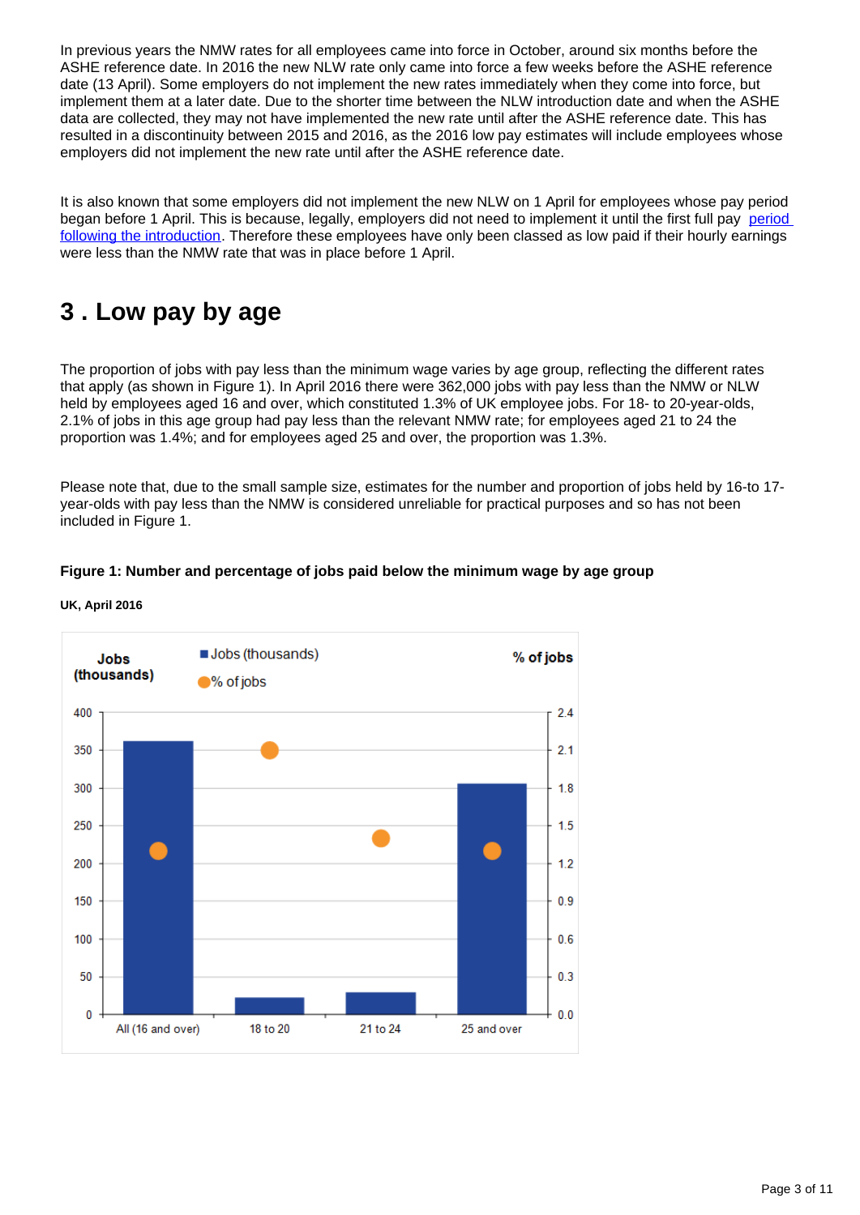In previous years the NMW rates for all employees came into force in October, around six months before the ASHE reference date. In 2016 the new NLW rate only came into force a few weeks before the ASHE reference date (13 April). Some employers do not implement the new rates immediately when they come into force, but implement them at a later date. Due to the shorter time between the NLW introduction date and when the ASHE data are collected, they may not have implemented the new rate until after the ASHE reference date. This has resulted in a discontinuity between 2015 and 2016, as the 2016 low pay estimates will include employees whose employers did not implement the new rate until after the ASHE reference date.

It is also known that some employers did not implement the new NLW on 1 April for employees whose pay period began before 1 April. This is because, legally, employers did not need to implement it until the first full pay period following the introduction. Therefore these employees have only been classed as low paid if their hourly earnings were less than the NMW rate that was in place before 1 April.

## 3 . Low pay by age

The proportion of jobs with pay less than the minimum wage varies by age group, reflecting the different rates that apply (as shown in Figure 1). In April 2016 there were 362,000 jobs with pay less than the NMW or NLW held by employees aged 16 and over, which constituted 1.3% of UK employee jobs. For 18- to 20-year-olds, 2.1% of jobs in this age group had pay less than the relevant NMW rate; for employees aged 21 to 24 the proportion was 1.4%; and for employees aged 25 and over, the proportion was 1.3%.

Please note that, due to the small sample size, estimates for the number and proportion of jobs held by 16-to 17-year-olds with pay less than the NMW is considered unreliable for practical purposes and so has not been included in Figure 1.

**Figure 1: Number and percentage of jobs paid below the minimum wage by age group**

**UK, April 2016**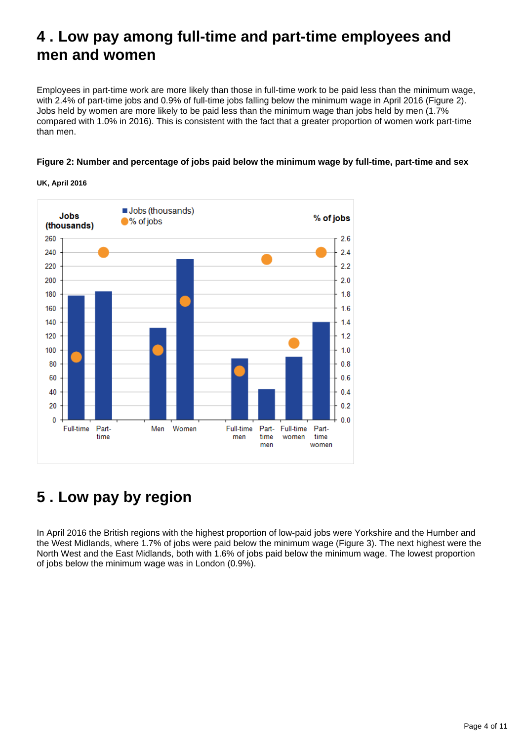# 4 . Low pay among full-time and part-time employees and men and women

Employees in part-time work are more likely than those in full-time work to be paid less than the minimum wage, with 2.4% of part-time jobs and 0.9% of full-time jobs falling below the minimum wage in April 2016 (Figure 2). Jobs held by women are more likely to be paid less than the minimum wage than jobs held by men (1.7% compared with 1.0% in 2016). This is consistent with the fact that a greater proportion of women work part-time than men.

**Figure 2: Number and percentage of jobs paid below the minimum wage by full-time, part-time and sex**

**UK, April 2016**

# 5 . Low pay by region

In April 2016 the British regions with the highest proportion of low-paid jobs were Yorkshire and the Humber and the West Midlands, where 1.7% of jobs were paid below the minimum wage (Figure 3). The next highest were the North West and the East Midlands, both with 1.6% of jobs paid below the minimum wage. The lowest proportion of jobs below the minimum wage was in London (0.9%).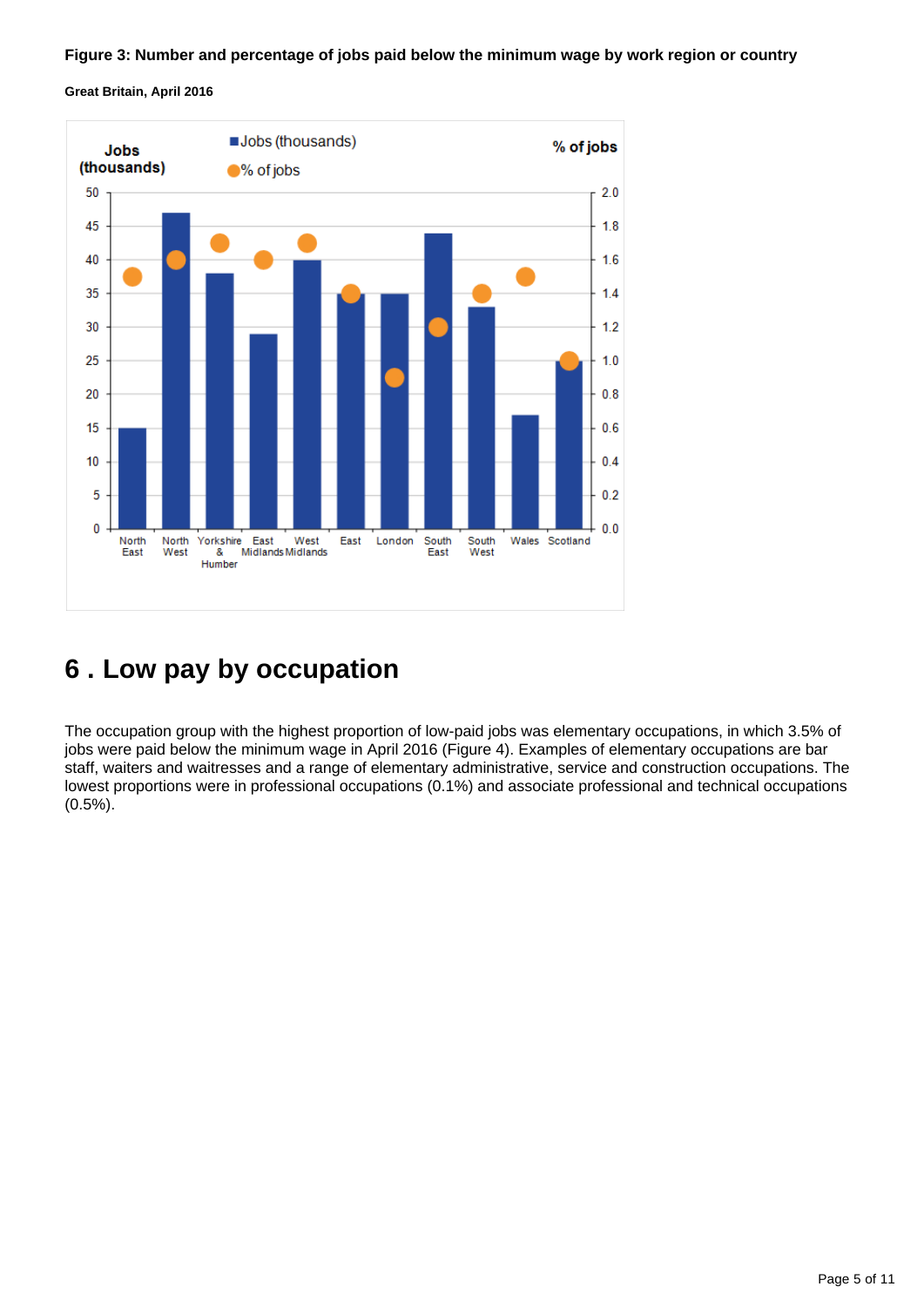**Figure 3: Number and percentage of jobs paid below the minimum wage by work region or country**

**Great Britain, April 2016**

# 6 . Low pay by occupation

The occupation group with the highest proportion of low-paid jobs was elementary occupations, in which 3.5% of jobs were paid below the minimum wage in April 2016 (Figure 4). Examples of elementary occupations are bar staff, waiters and waitresses and a range of elementary administrative, service and construction occupations. The lowest proportions were in professional occupations (0.1%) and associate professional and technical occupations (0.5%).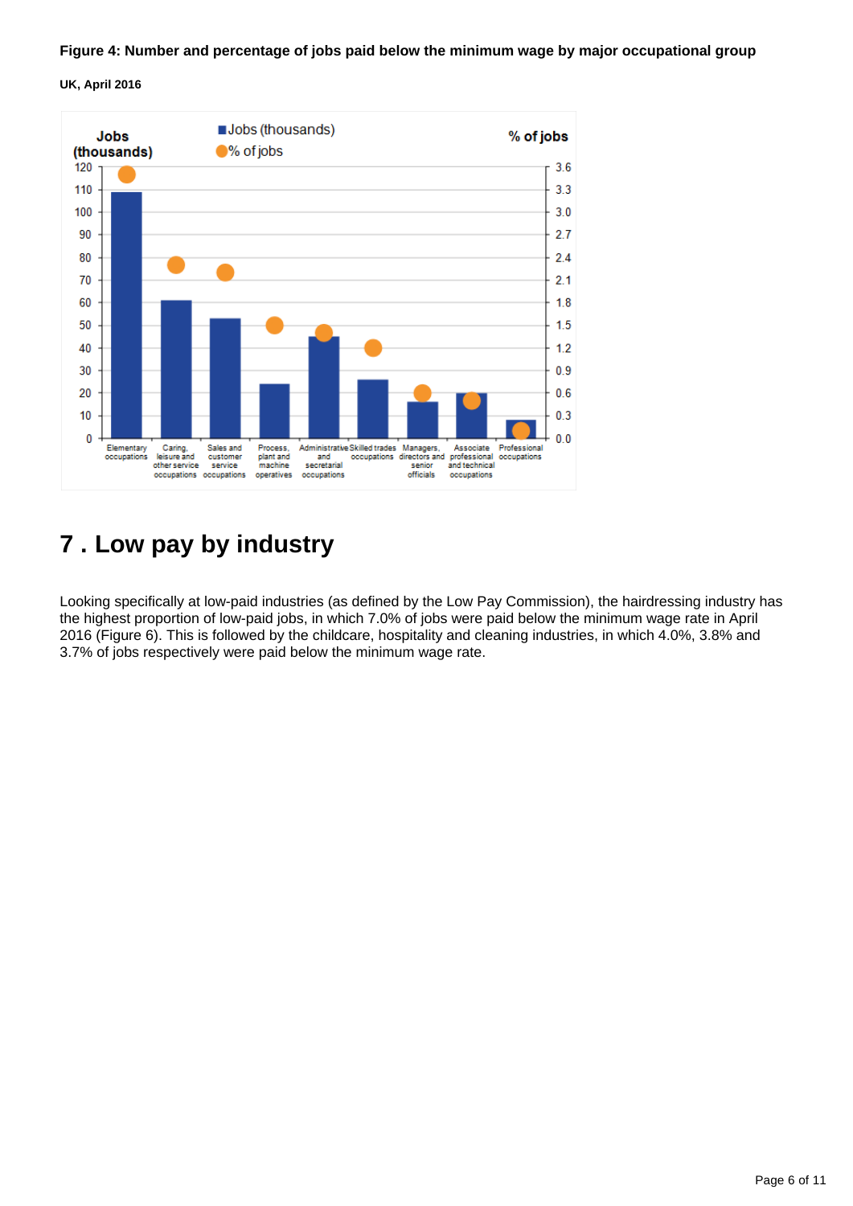**Figure 4: Number and percentage of jobs paid below the minimum wage by major occupational group**

**UK, April 2016**

| Occupational group | Jobs (thousands) | % of jobs |
| --- | --- | --- |
| Elementary occupations | 109 | 3.5 |
| Caring, leisure and other service occupations | 61 | 2.3 |
| Sales and customer service occupations | 53 | 2.2 |
| Process, plant and machine operatives | 24 | 1.5 |
| Administrative and secretarial occupations | 45 | 1.4 |
| Skilled trades occupations | 26 | 1.2 |
| Managers, directors and senior officials | 16 | 0.6 |
| Associate professional and technical occupations | 20 | 0.5 |
| Professional occupations | 8 | 0.1 |

Note: values are approximate readings from the chart.

## 7 . Low pay by industry

Looking specifically at low-paid industries (as defined by the Low Pay Commission), the hairdressing industry has the highest proportion of low-paid jobs, in which 7.0% of jobs were paid below the minimum wage rate in April 2016 (Figure 6). This is followed by the childcare, hospitality and cleaning industries, in which 4.0%, 3.8% and 3.7% of jobs respectively were paid below the minimum wage rate.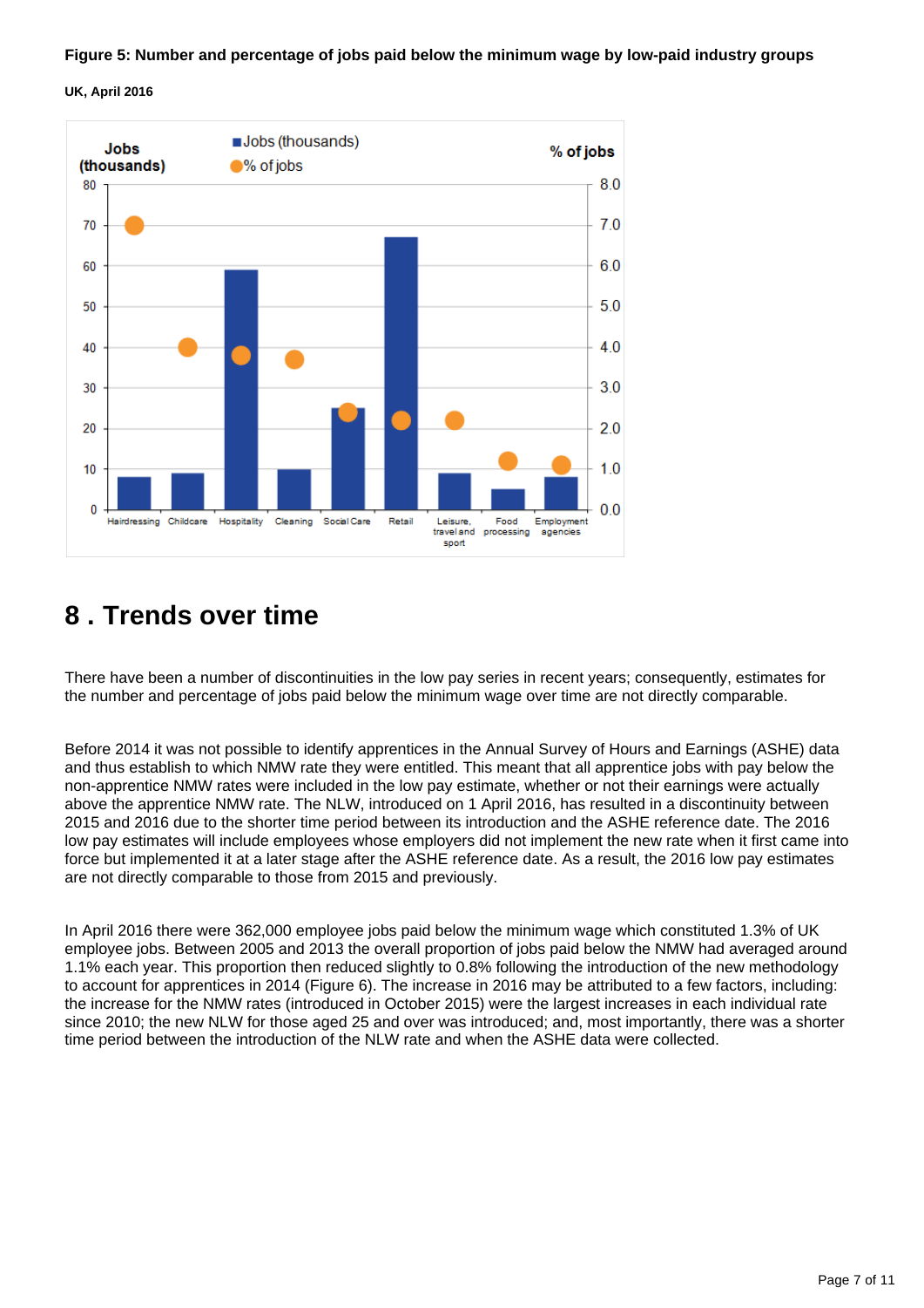**Figure 5: Number and percentage of jobs paid below the minimum wage by low-paid industry groups**

**UK, April 2016**

## 8 . Trends over time

There have been a number of discontinuities in the low pay series in recent years; consequently, estimates for the number and percentage of jobs paid below the minimum wage over time are not directly comparable.

Before 2014 it was not possible to identify apprentices in the Annual Survey of Hours and Earnings (ASHE) data and thus establish to which NMW rate they were entitled. This meant that all apprentice jobs with pay below the non-apprentice NMW rates were included in the low pay estimate, whether or not their earnings were actually above the apprentice NMW rate. The NLW, introduced on 1 April 2016, has resulted in a discontinuity between 2015 and 2016 due to the shorter time period between its introduction and the ASHE reference date. The 2016 low pay estimates will include employees whose employers did not implement the new rate when it first came into force but implemented it at a later stage after the ASHE reference date. As a result, the 2016 low pay estimates are not directly comparable to those from 2015 and previously.

In April 2016 there were 362,000 employee jobs paid below the minimum wage which constituted 1.3% of UK employee jobs. Between 2005 and 2013 the overall proportion of jobs paid below the NMW had averaged around 1.1% each year. This proportion then reduced slightly to 0.8% following the introduction of the new methodology to account for apprentices in 2014 (Figure 6). The increase in 2016 may be attributed to a few factors, including: the increase for the NMW rates (introduced in October 2015) were the largest increases in each individual rate since 2010; the new NLW for those aged 25 and over was introduced; and, most importantly, there was a shorter time period between the introduction of the NLW rate and when the ASHE data were collected.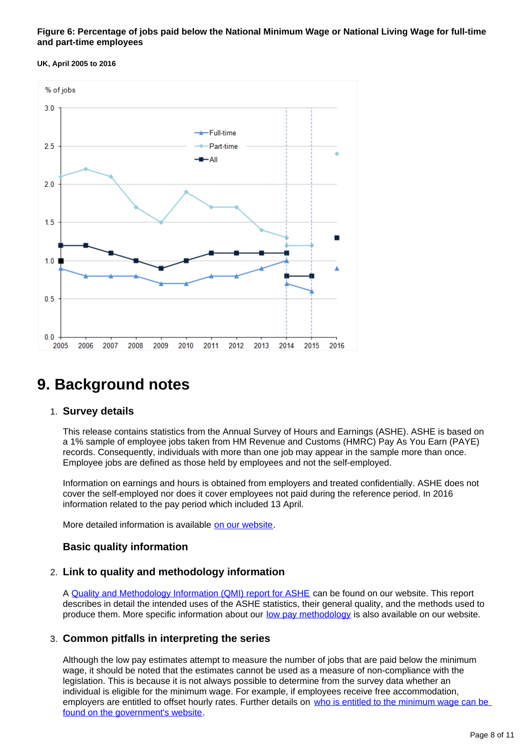**Figure 6: Percentage of jobs paid below the National Minimum Wage or National Living Wage for full-time and part-time employees**

**UK, April 2005 to 2016**

# 9. Background notes

1. **Survey details**

   This release contains statistics from the Annual Survey of Hours and Earnings (ASHE). ASHE is based on a 1% sample of employee jobs taken from HM Revenue and Customs (HMRC) Pay As You Earn (PAYE) records. Consequently, individuals with more than one job may appear in the sample more than once. Employee jobs are defined as those held by employees and not the self-employed.

   Information on earnings and hours is obtained from employers and treated confidentially. ASHE does not cover the self-employed nor does it cover employees not paid during the reference period. In 2016 information related to the pay period which included 13 April.

   More detailed information is available on our website.

   **Basic quality information**

2. **Link to quality and methodology information**

   A Quality and Methodology Information (QMI) report for ASHE can be found on our website. This report describes in detail the intended uses of the ASHE statistics, their general quality, and the methods used to produce them. More specific information about our low pay methodology is also available on our website.

3. **Common pitfalls in interpreting the series**

   Although the low pay estimates attempt to measure the number of jobs that are paid below the minimum wage, it should be noted that the estimates cannot be used as a measure of non-compliance with the legislation. This is because it is not always possible to determine from the survey data whether an individual is eligible for the minimum wage. For example, if employees receive free accommodation, employers are entitled to offset hourly rates. Further details on who is entitled to the minimum wage can be found on the government's website.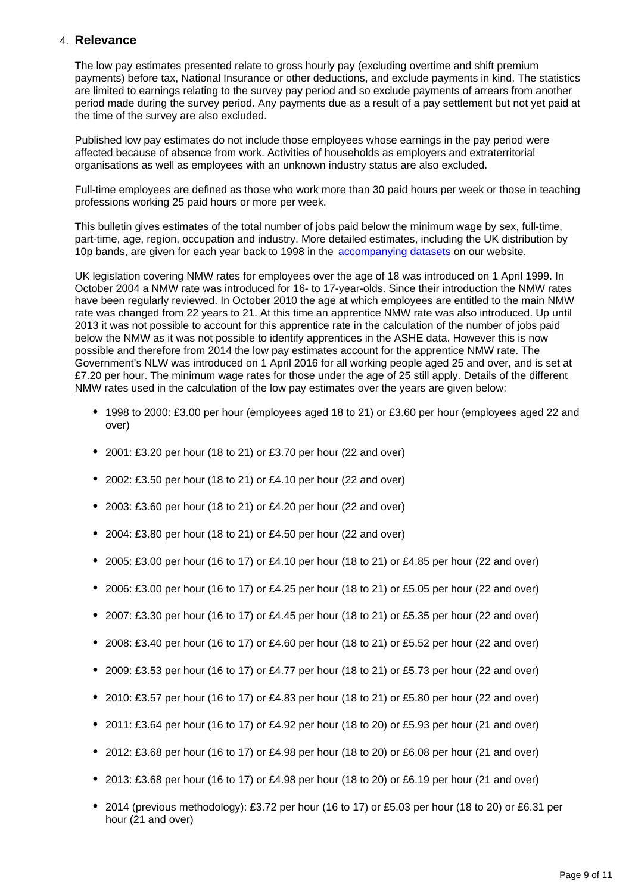## 4. Relevance

The low pay estimates presented relate to gross hourly pay (excluding overtime and shift premium payments) before tax, National Insurance or other deductions, and exclude payments in kind. The statistics are limited to earnings relating to the survey pay period and so exclude payments of arrears from another period made during the survey period. Any payments due as a result of a pay settlement but not yet paid at the time of the survey are also excluded.

Published low pay estimates do not include those employees whose earnings in the pay period were affected because of absence from work. Activities of households as employers and extraterritorial organisations as well as employees with an unknown industry status are also excluded.

Full-time employees are defined as those who work more than 30 paid hours per week or those in teaching professions working 25 paid hours or more per week.

This bulletin gives estimates of the total number of jobs paid below the minimum wage by sex, full-time, part-time, age, region, occupation and industry. More detailed estimates, including the UK distribution by 10p bands, are given for each year back to 1998 in the accompanying datasets on our website.

UK legislation covering NMW rates for employees over the age of 18 was introduced on 1 April 1999. In October 2004 a NMW rate was introduced for 16- to 17-year-olds. Since their introduction the NMW rates have been regularly reviewed. In October 2010 the age at which employees are entitled to the main NMW rate was changed from 22 years to 21. At this time an apprentice NMW rate was also introduced. Up until 2013 it was not possible to account for this apprentice rate in the calculation of the number of jobs paid below the NMW as it was not possible to identify apprentices in the ASHE data. However this is now possible and therefore from 2014 the low pay estimates account for the apprentice NMW rate. The Government's NLW was introduced on 1 April 2016 for all working people aged 25 and over, and is set at £7.20 per hour. The minimum wage rates for those under the age of 25 still apply. Details of the different NMW rates used in the calculation of the low pay estimates over the years are given below:

- 1998 to 2000: £3.00 per hour (employees aged 18 to 21) or £3.60 per hour (employees aged 22 and over)
- 2001: £3.20 per hour (18 to 21) or £3.70 per hour (22 and over)
- 2002: £3.50 per hour (18 to 21) or £4.10 per hour (22 and over)
- 2003: £3.60 per hour (18 to 21) or £4.20 per hour (22 and over)
- 2004: £3.80 per hour (18 to 21) or £4.50 per hour (22 and over)
- 2005: £3.00 per hour (16 to 17) or £4.10 per hour (18 to 21) or £4.85 per hour (22 and over)
- 2006: £3.00 per hour (16 to 17) or £4.25 per hour (18 to 21) or £5.05 per hour (22 and over)
- 2007: £3.30 per hour (16 to 17) or £4.45 per hour (18 to 21) or £5.35 per hour (22 and over)
- 2008: £3.40 per hour (16 to 17) or £4.60 per hour (18 to 21) or £5.52 per hour (22 and over)
- 2009: £3.53 per hour (16 to 17) or £4.77 per hour (18 to 21) or £5.73 per hour (22 and over)
- 2010: £3.57 per hour (16 to 17) or £4.83 per hour (18 to 21) or £5.80 per hour (22 and over)
- 2011: £3.64 per hour (16 to 17) or £4.92 per hour (18 to 20) or £5.93 per hour (21 and over)
- 2012: £3.68 per hour (16 to 17) or £4.98 per hour (18 to 20) or £6.08 per hour (21 and over)
- 2013: £3.68 per hour (16 to 17) or £4.98 per hour (18 to 20) or £6.19 per hour (21 and over)
- 2014 (previous methodology): £3.72 per hour (16 to 17) or £5.03 per hour (18 to 20) or £6.31 per hour (21 and over)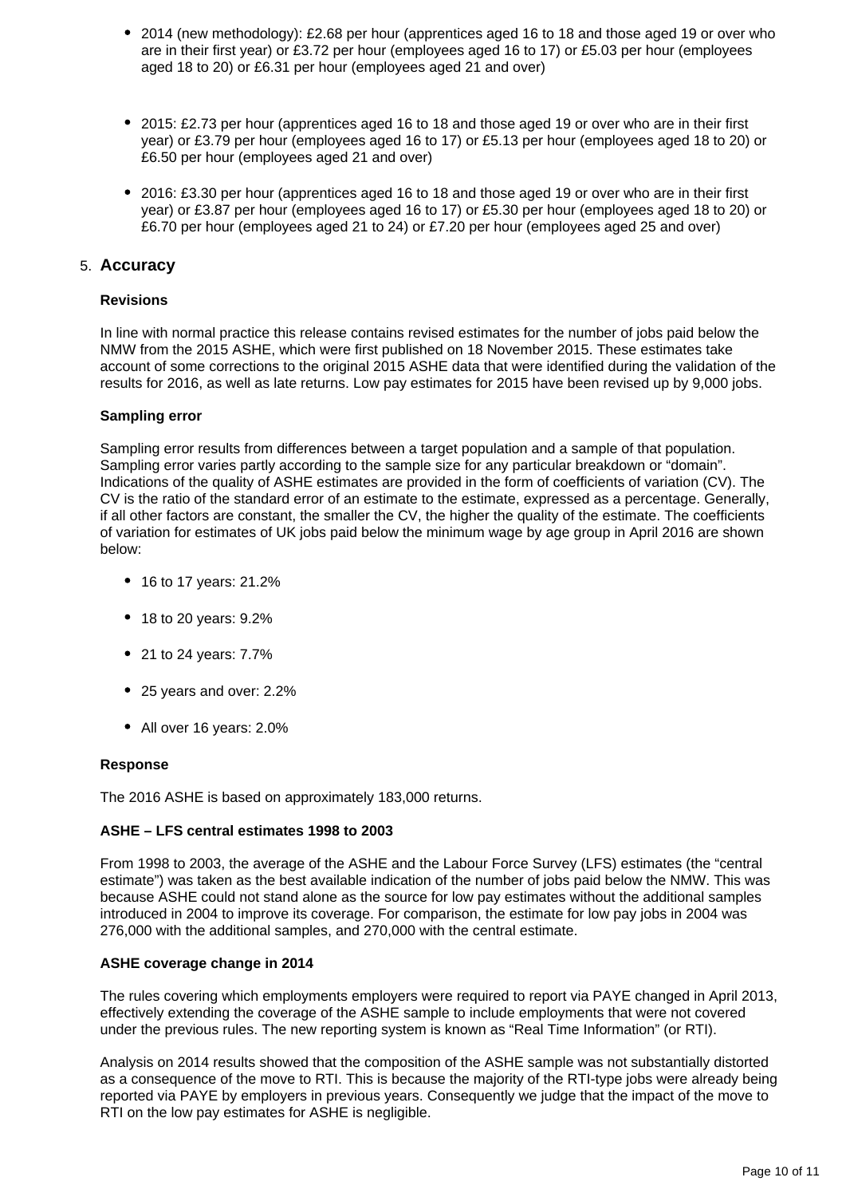- 2014 (new methodology): £2.68 per hour (apprentices aged 16 to 18 and those aged 19 or over who are in their first year) or £3.72 per hour (employees aged 16 to 17) or £5.03 per hour (employees aged 18 to 20) or £6.31 per hour (employees aged 21 and over)

- 2015: £2.73 per hour (apprentices aged 16 to 18 and those aged 19 or over who are in their first year) or £3.79 per hour (employees aged 16 to 17) or £5.13 per hour (employees aged 18 to 20) or £6.50 per hour (employees aged 21 and over)

- 2016: £3.30 per hour (apprentices aged 16 to 18 and those aged 19 or over who are in their first year) or £3.87 per hour (employees aged 16 to 17) or £5.30 per hour (employees aged 18 to 20) or £6.70 per hour (employees aged 21 to 24) or £7.20 per hour (employees aged 25 and over)

## 5. Accuracy

**Revisions**

In line with normal practice this release contains revised estimates for the number of jobs paid below the NMW from the 2015 ASHE, which were first published on 18 November 2015. These estimates take account of some corrections to the original 2015 ASHE data that were identified during the validation of the results for 2016, as well as late returns. Low pay estimates for 2015 have been revised up by 9,000 jobs.

**Sampling error**

Sampling error results from differences between a target population and a sample of that population. Sampling error varies partly according to the sample size for any particular breakdown or "domain". Indications of the quality of ASHE estimates are provided in the form of coefficients of variation (CV). The CV is the ratio of the standard error of an estimate to the estimate, expressed as a percentage. Generally, if all other factors are constant, the smaller the CV, the higher the quality of the estimate. The coefficients of variation for estimates of UK jobs paid below the minimum wage by age group in April 2016 are shown below:

- 16 to 17 years: 21.2%
- 18 to 20 years: 9.2%
- 21 to 24 years: 7.7%
- 25 years and over: 2.2%
- All over 16 years: 2.0%

**Response**

The 2016 ASHE is based on approximately 183,000 returns.

**ASHE – LFS central estimates 1998 to 2003**

From 1998 to 2003, the average of the ASHE and the Labour Force Survey (LFS) estimates (the "central estimate") was taken as the best available indication of the number of jobs paid below the NMW. This was because ASHE could not stand alone as the source for low pay estimates without the additional samples introduced in 2004 to improve its coverage. For comparison, the estimate for low pay jobs in 2004 was 276,000 with the additional samples, and 270,000 with the central estimate.

**ASHE coverage change in 2014**

The rules covering which employments employers were required to report via PAYE changed in April 2013, effectively extending the coverage of the ASHE sample to include employments that were not covered under the previous rules. The new reporting system is known as "Real Time Information" (or RTI).

Analysis on 2014 results showed that the composition of the ASHE sample was not substantially distorted as a consequence of the move to RTI. This is because the majority of the RTI-type jobs were already being reported via PAYE by employers in previous years. Consequently we judge that the impact of the move to RTI on the low pay estimates for ASHE is negligible.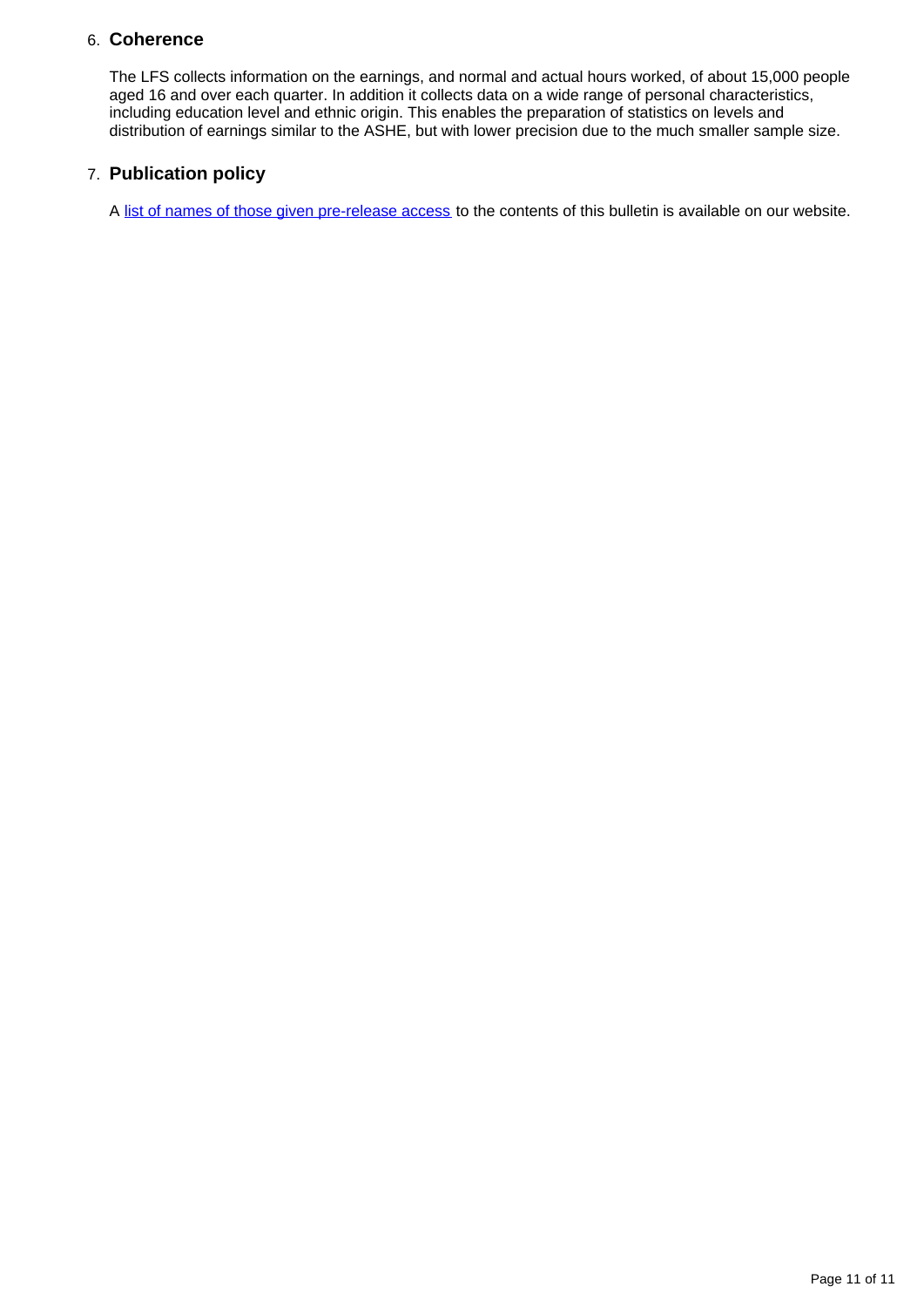## 6. Coherence

The LFS collects information on the earnings, and normal and actual hours worked, of about 15,000 people aged 16 and over each quarter. In addition it collects data on a wide range of personal characteristics, including education level and ethnic origin. This enables the preparation of statistics on levels and distribution of earnings similar to the ASHE, but with lower precision due to the much smaller sample size.

## 7. Publication policy

A list of names of those given pre-release access to the contents of this bulletin is available on our website.